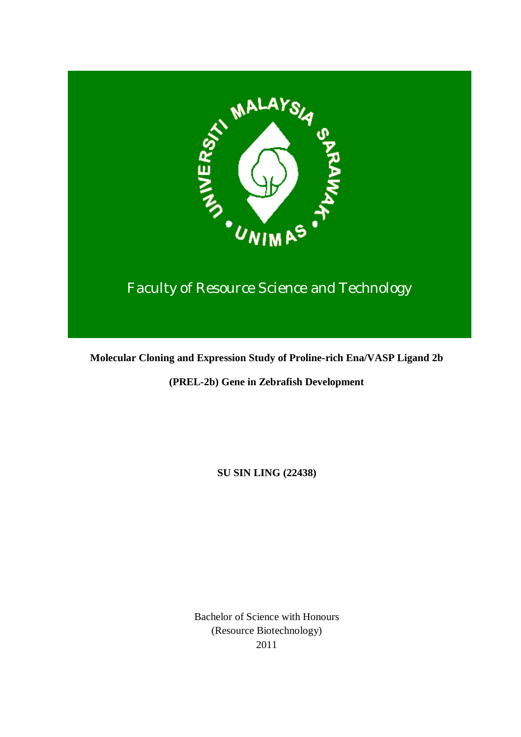Faculty of Resource Science and Technology

**Molecular Cloning and Expression Study of Proline-rich Ena/VASP Ligand 2b**

**(PREL-2b) Gene in Zebrafish Development**

**SU SIN LING (22438)**

Bachelor of Science with Honours
(Resource Biotechnology)
2011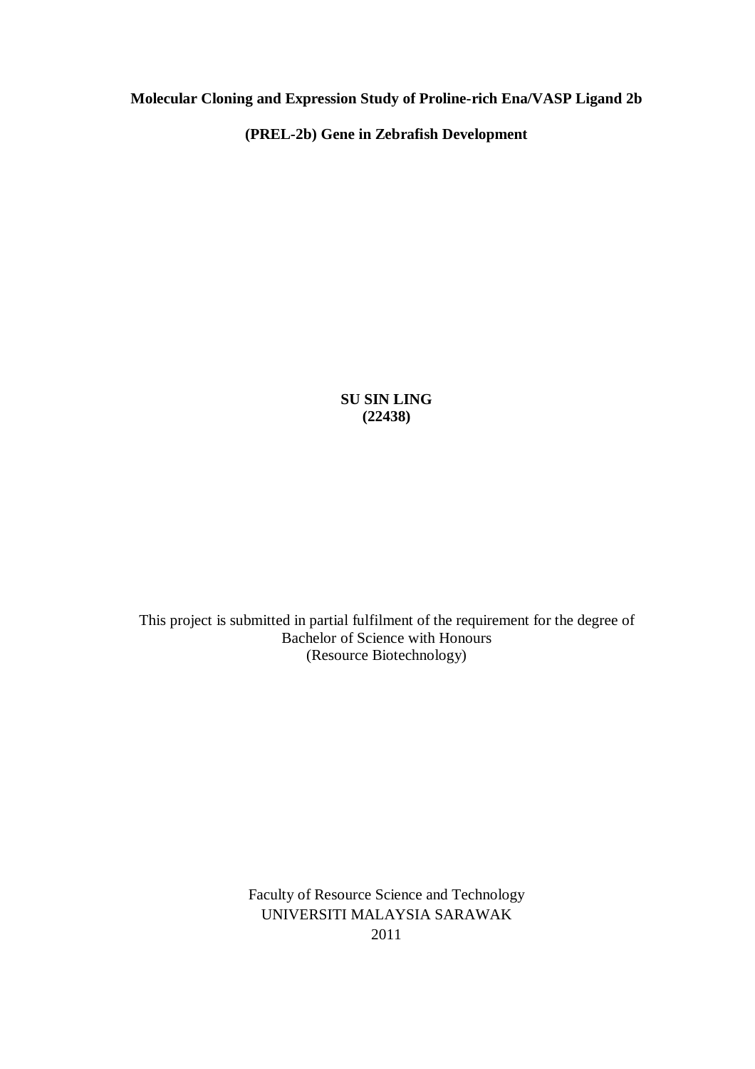**Molecular Cloning and Expression Study of Proline-rich Ena/VASP Ligand 2b**

**(PREL-2b) Gene in Zebrafish Development**

**SU SIN LING**
**(22438)**

This project is submitted in partial fulfilment of the requirement for the degree of
Bachelor of Science with Honours
(Resource Biotechnology)

Faculty of Resource Science and Technology
UNIVERSITI MALAYSIA SARAWAK
2011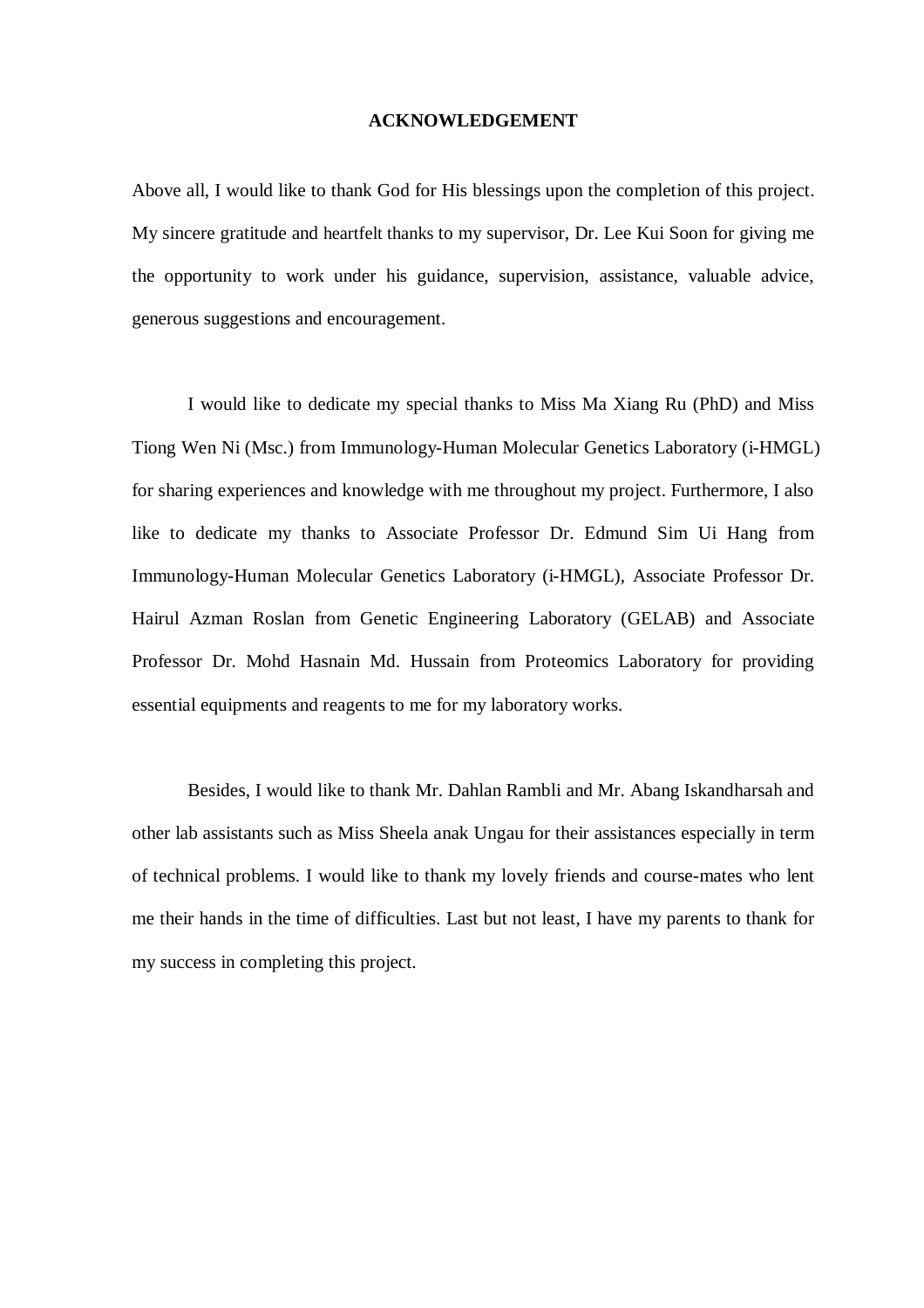# ACKNOWLEDGEMENT

Above all, I would like to thank God for His blessings upon the completion of this project. My sincere gratitude and heartfelt thanks to my supervisor, Dr. Lee Kui Soon for giving me the opportunity to work under his guidance, supervision, assistance, valuable advice, generous suggestions and encouragement.

I would like to dedicate my special thanks to Miss Ma Xiang Ru (PhD) and Miss Tiong Wen Ni (Msc.) from Immunology-Human Molecular Genetics Laboratory (i-HMGL) for sharing experiences and knowledge with me throughout my project. Furthermore, I also like to dedicate my thanks to Associate Professor Dr. Edmund Sim Ui Hang from Immunology-Human Molecular Genetics Laboratory (i-HMGL), Associate Professor Dr. Hairul Azman Roslan from Genetic Engineering Laboratory (GELAB) and Associate Professor Dr. Mohd Hasnain Md. Hussain from Proteomics Laboratory for providing essential equipments and reagents to me for my laboratory works.

Besides, I would like to thank Mr. Dahlan Rambli and Mr. Abang Iskandharsah and other lab assistants such as Miss Sheela anak Ungau for their assistances especially in term of technical problems. I would like to thank my lovely friends and course-mates who lent me their hands in the time of difficulties. Last but not least, I have my parents to thank for my success in completing this project.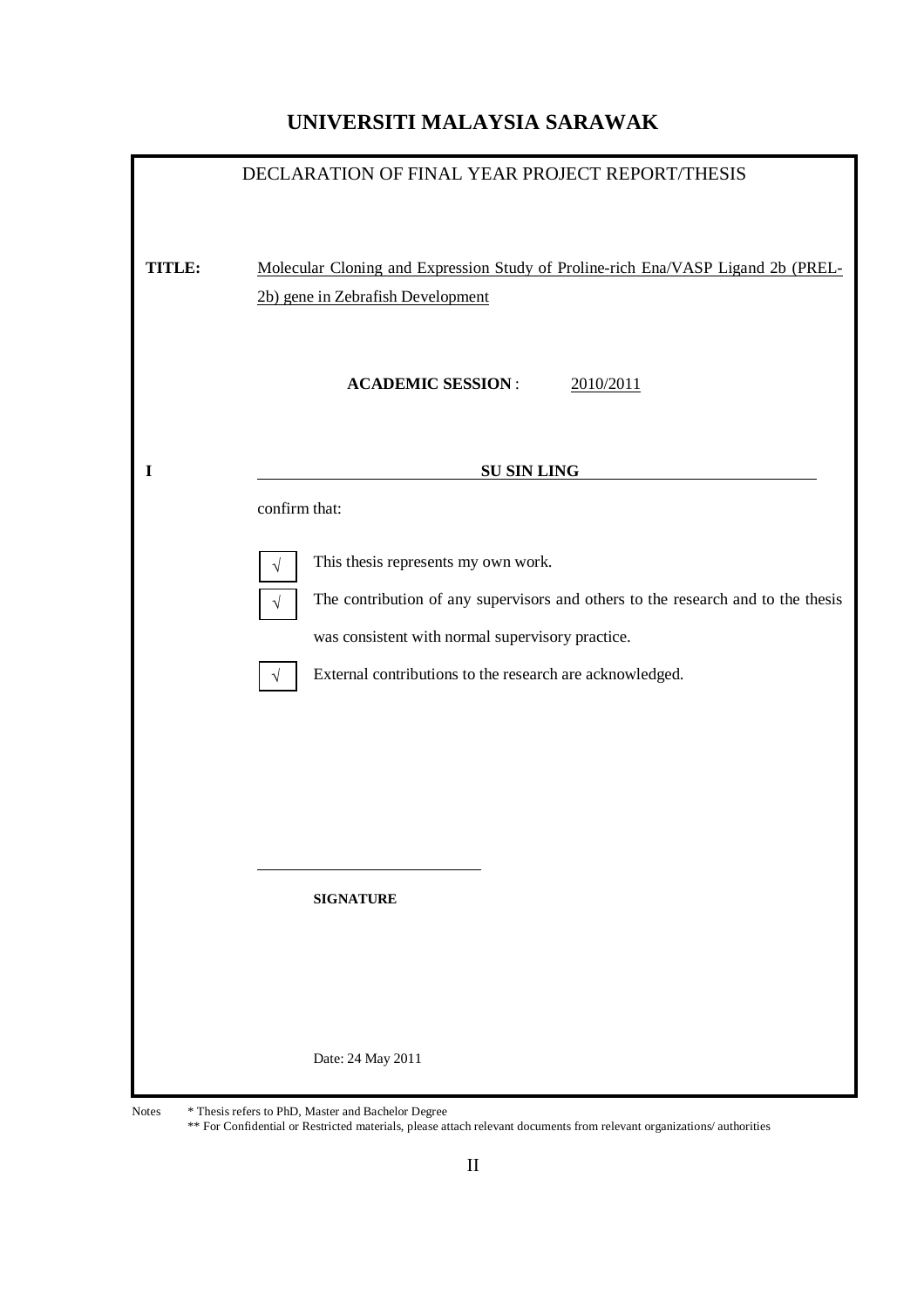# UNIVERSITI MALAYSIA SARAWAK

DECLARATION OF FINAL YEAR PROJECT REPORT/THESIS

**TITLE:** Molecular Cloning and Expression Study of Proline-rich Ena/VASP Ligand 2b (PREL-2b) gene in Zebrafish Development

**ACADEMIC SESSION** : 2010/2011

**I** **SU SIN LING**

confirm that:

- [√] This thesis represents my own work.
- [√] The contribution of any supervisors and others to the research and to the thesis was consistent with normal supervisory practice.
- [√] External contributions to the research are acknowledged.

\_\_\_\_\_\_\_\_\_\_\_\_\_\_\_\_\_\_\_\_\_\_\_\_\_\_\_\_

**SIGNATURE**

Date: 24 May 2011

Notes * Thesis refers to PhD, Master and Bachelor Degree
** For Confidential or Restricted materials, please attach relevant documents from relevant organizations/ authorities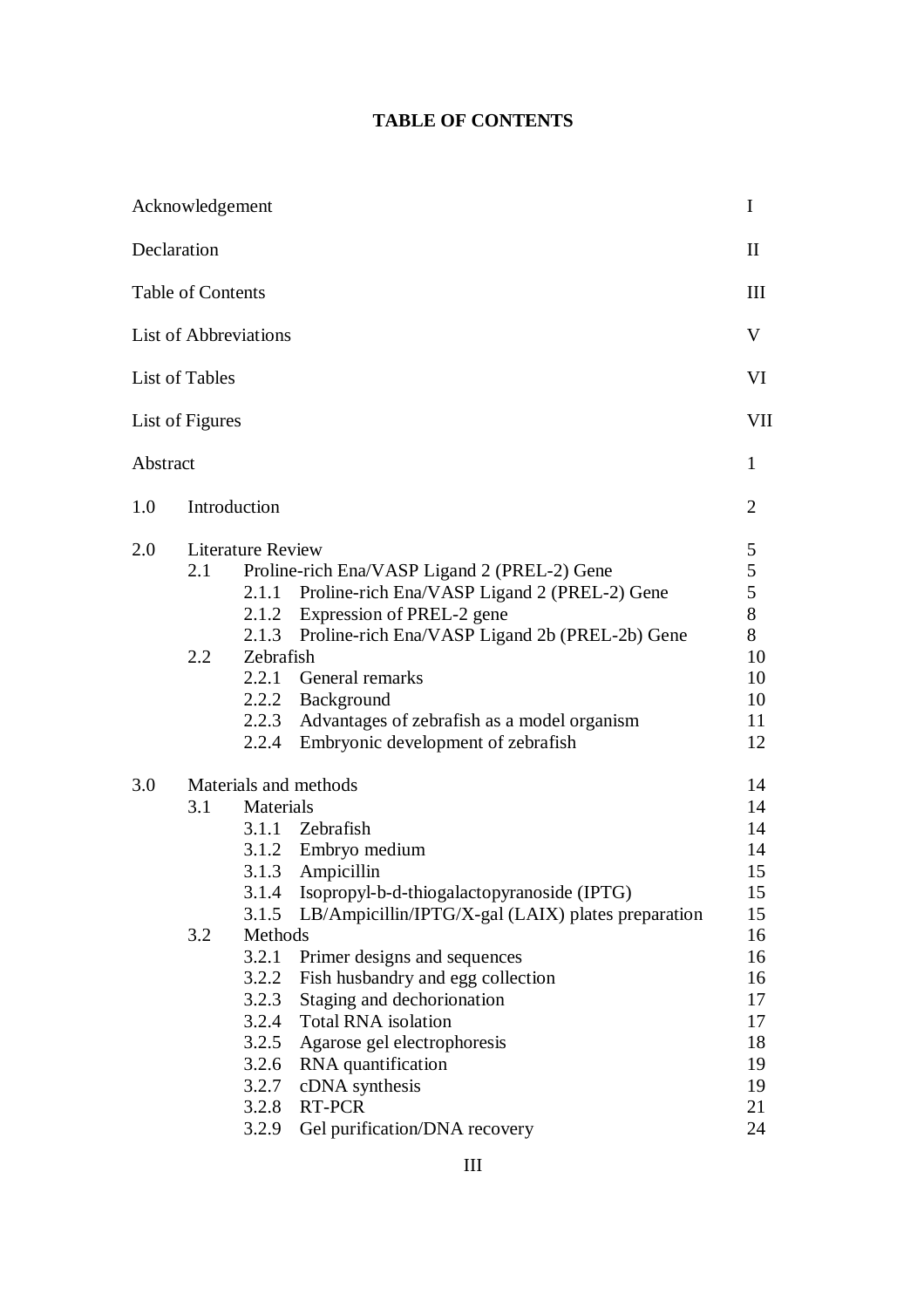# TABLE OF CONTENTS

| | | | |
|---|---|---|---|
| Acknowledgement | | | I |
| Declaration | | | II |
| Table of Contents | | | III |
| List of Abbreviations | | | V |
| List of Tables | | | VI |
| List of Figures | | | VII |
| Abstract | | | 1 |
| 1.0 | Introduction | | 2 |
| 2.0 | Literature Review | | 5 |
| | 2.1 | Proline-rich Ena/VASP Ligand 2 (PREL-2) Gene | 5 |
| | | 2.1.1 Proline-rich Ena/VASP Ligand 2 (PREL-2) Gene | 5 |
| | | 2.1.2 Expression of PREL-2 gene | 8 |
| | | 2.1.3 Proline-rich Ena/VASP Ligand 2b (PREL-2b) Gene | 8 |
| | 2.2 | Zebrafish | 10 |
| | | 2.2.1 General remarks | 10 |
| | | 2.2.2 Background | 10 |
| | | 2.2.3 Advantages of zebrafish as a model organism | 11 |
| | | 2.2.4 Embryonic development of zebrafish | 12 |
| 3.0 | Materials and methods | | 14 |
| | 3.1 | Materials | 14 |
| | | 3.1.1 Zebrafish | 14 |
| | | 3.1.2 Embryo medium | 14 |
| | | 3.1.3 Ampicillin | 15 |
| | | 3.1.4 Isopropyl-b-d-thiogalactopyranoside (IPTG) | 15 |
| | | 3.1.5 LB/Ampicillin/IPTG/X-gal (LAIX) plates preparation | 15 |
| | 3.2 | Methods | 16 |
| | | 3.2.1 Primer designs and sequences | 16 |
| | | 3.2.2 Fish husbandry and egg collection | 16 |
| | | 3.2.3 Staging and dechorionation | 17 |
| | | 3.2.4 Total RNA isolation | 17 |
| | | 3.2.5 Agarose gel electrophoresis | 18 |
| | | 3.2.6 RNA quantification | 19 |
| | | 3.2.7 cDNA synthesis | 19 |
| | | 3.2.8 RT-PCR | 21 |
| | | 3.2.9 Gel purification/DNA recovery | 24 |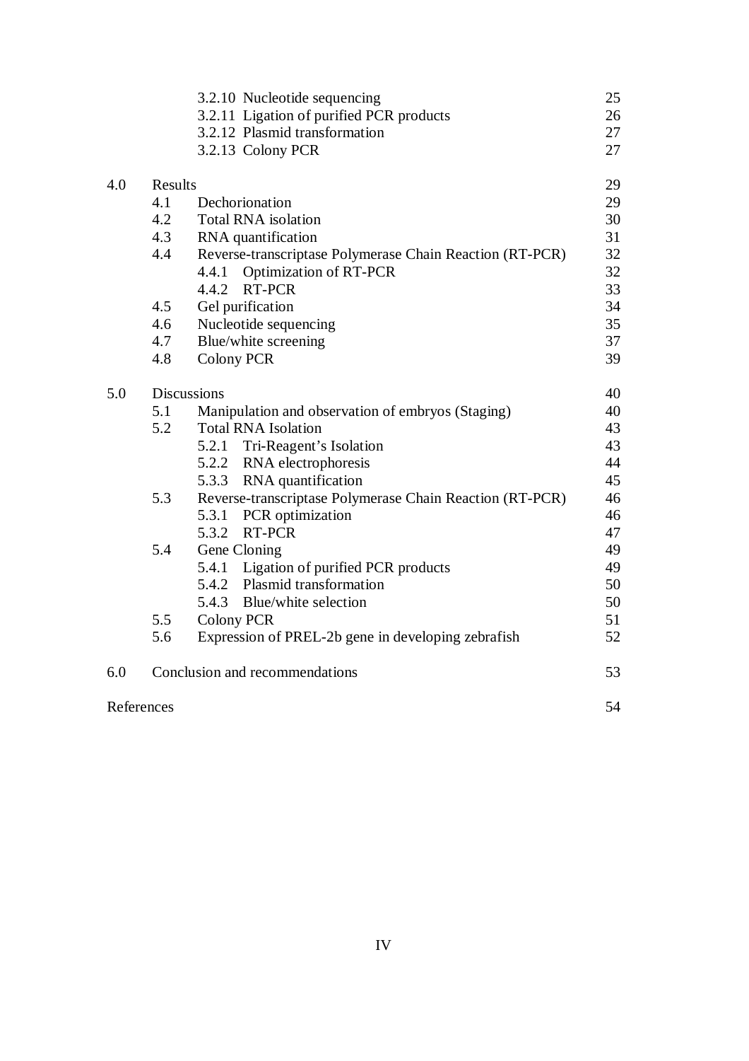| | | | |
|---|---|---|---|
| | | 3.2.10 Nucleotide sequencing | 25 |
| | | 3.2.11 Ligation of purified PCR products | 26 |
| | | 3.2.12 Plasmid transformation | 27 |
| | | 3.2.13 Colony PCR | 27 |
| 4.0 | Results | | 29 |
| | 4.1 | Dechorionation | 29 |
| | 4.2 | Total RNA isolation | 30 |
| | 4.3 | RNA quantification | 31 |
| | 4.4 | Reverse-transcriptase Polymerase Chain Reaction (RT-PCR) | 32 |
| | | 4.4.1 Optimization of RT-PCR | 32 |
| | | 4.4.2 RT-PCR | 33 |
| | 4.5 | Gel purification | 34 |
| | 4.6 | Nucleotide sequencing | 35 |
| | 4.7 | Blue/white screening | 37 |
| | 4.8 | Colony PCR | 39 |
| 5.0 | Discussions | | 40 |
| | 5.1 | Manipulation and observation of embryos (Staging) | 40 |
| | 5.2 | Total RNA Isolation | 43 |
| | | 5.2.1 Tri-Reagent's Isolation | 43 |
| | | 5.2.2 RNA electrophoresis | 44 |
| | | 5.3.3 RNA quantification | 45 |
| | 5.3 | Reverse-transcriptase Polymerase Chain Reaction (RT-PCR) | 46 |
| | | 5.3.1 PCR optimization | 46 |
| | | 5.3.2 RT-PCR | 47 |
| | 5.4 | Gene Cloning | 49 |
| | | 5.4.1 Ligation of purified PCR products | 49 |
| | | 5.4.2 Plasmid transformation | 50 |
| | | 5.4.3 Blue/white selection | 50 |
| | 5.5 | Colony PCR | 51 |
| | 5.6 | Expression of PREL-2b gene in developing zebrafish | 52 |
| 6.0 | Conclusion and recommendations | | 53 |
| References | | | 54 |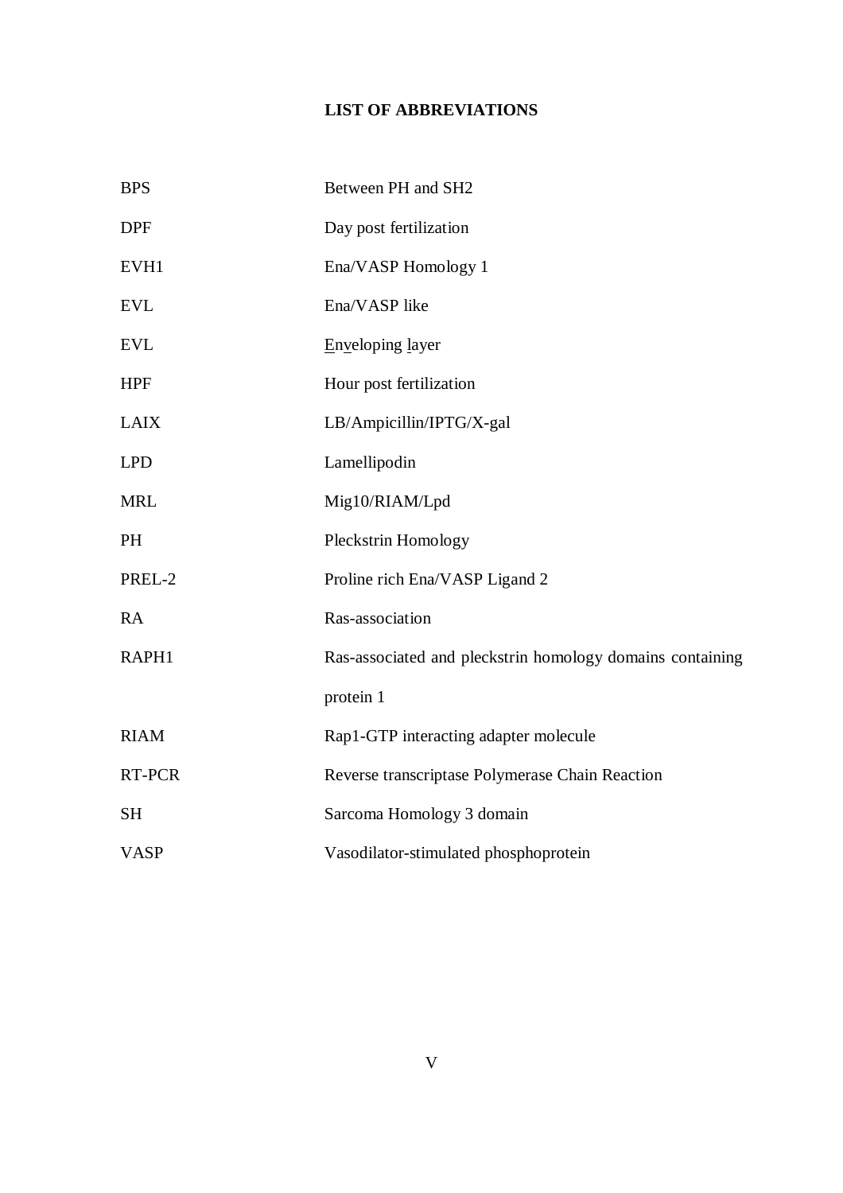# LIST OF ABBREVIATIONS

| | |
|---|---|
| BPS | Between PH and SH2 |
| DPF | Day post fertilization |
| EVH1 | Ena/VASP Homology 1 |
| EVL | Ena/VASP like |
| EVL | Enveloping layer |
| HPF | Hour post fertilization |
| LAIX | LB/Ampicillin/IPTG/X-gal |
| LPD | Lamellipodin |
| MRL | Mig10/RIAM/Lpd |
| PH | Pleckstrin Homology |
| PREL-2 | Proline rich Ena/VASP Ligand 2 |
| RA | Ras-association |
| RAPH1 | Ras-associated and pleckstrin homology domains containing protein 1 |
| RIAM | Rap1-GTP interacting adapter molecule |
| RT-PCR | Reverse transcriptase Polymerase Chain Reaction |
| SH | Sarcoma Homology 3 domain |
| VASP | Vasodilator-stimulated phosphoprotein |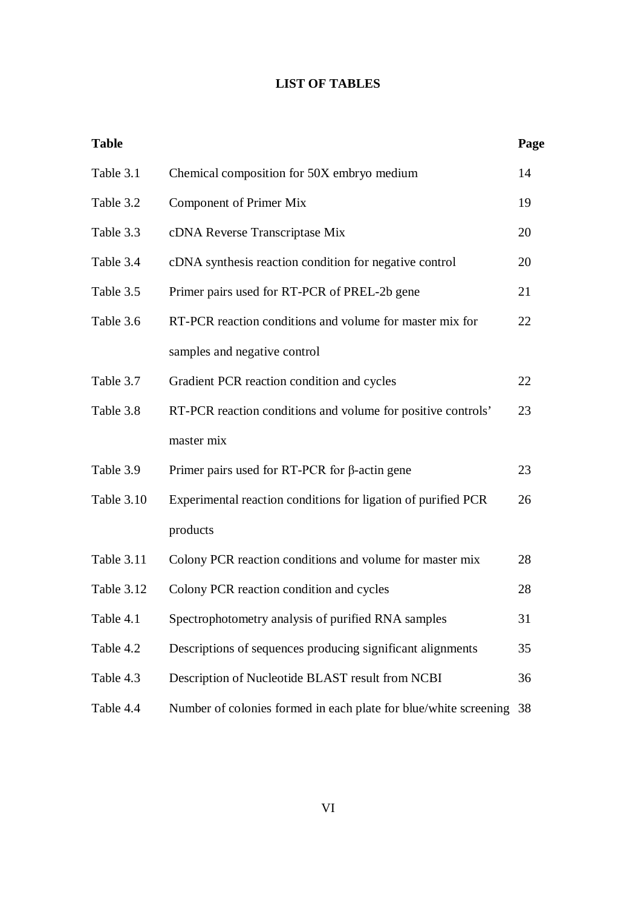# LIST OF TABLES

| Table | | Page |
|---|---|---|
| Table 3.1 | Chemical composition for 50X embryo medium | 14 |
| Table 3.2 | Component of Primer Mix | 19 |
| Table 3.3 | cDNA Reverse Transcriptase Mix | 20 |
| Table 3.4 | cDNA synthesis reaction condition for negative control | 20 |
| Table 3.5 | Primer pairs used for RT-PCR of PREL-2b gene | 21 |
| Table 3.6 | RT-PCR reaction conditions and volume for master mix for samples and negative control | 22 |
| Table 3.7 | Gradient PCR reaction condition and cycles | 22 |
| Table 3.8 | RT-PCR reaction conditions and volume for positive controls' master mix | 23 |
| Table 3.9 | Primer pairs used for RT-PCR for β-actin gene | 23 |
| Table 3.10 | Experimental reaction conditions for ligation of purified PCR products | 26 |
| Table 3.11 | Colony PCR reaction conditions and volume for master mix | 28 |
| Table 3.12 | Colony PCR reaction condition and cycles | 28 |
| Table 4.1 | Spectrophotometry analysis of purified RNA samples | 31 |
| Table 4.2 | Descriptions of sequences producing significant alignments | 35 |
| Table 4.3 | Description of Nucleotide BLAST result from NCBI | 36 |
| Table 4.4 | Number of colonies formed in each plate for blue/white screening | 38 |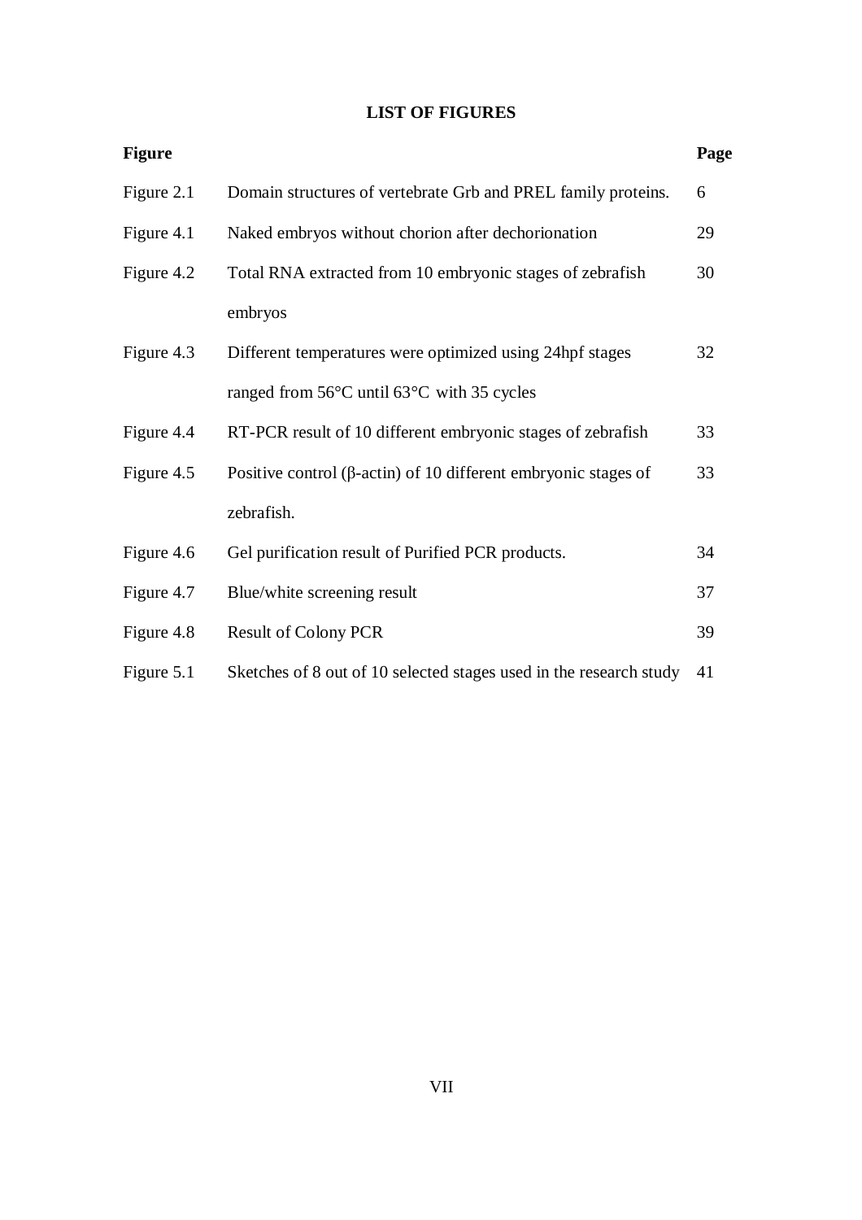# LIST OF FIGURES

| Figure | | Page |
|---|---|---|
| Figure 2.1 | Domain structures of vertebrate Grb and PREL family proteins. | 6 |
| Figure 4.1 | Naked embryos without chorion after dechorionation | 29 |
| Figure 4.2 | Total RNA extracted from 10 embryonic stages of zebrafish embryos | 30 |
| Figure 4.3 | Different temperatures were optimized using 24hpf stages ranged from 56°C until 63°C with 35 cycles | 32 |
| Figure 4.4 | RT-PCR result of 10 different embryonic stages of zebrafish | 33 |
| Figure 4.5 | Positive control (β-actin) of 10 different embryonic stages of zebrafish. | 33 |
| Figure 4.6 | Gel purification result of Purified PCR products. | 34 |
| Figure 4.7 | Blue/white screening result | 37 |
| Figure 4.8 | Result of Colony PCR | 39 |
| Figure 5.1 | Sketches of 8 out of 10 selected stages used in the research study | 41 |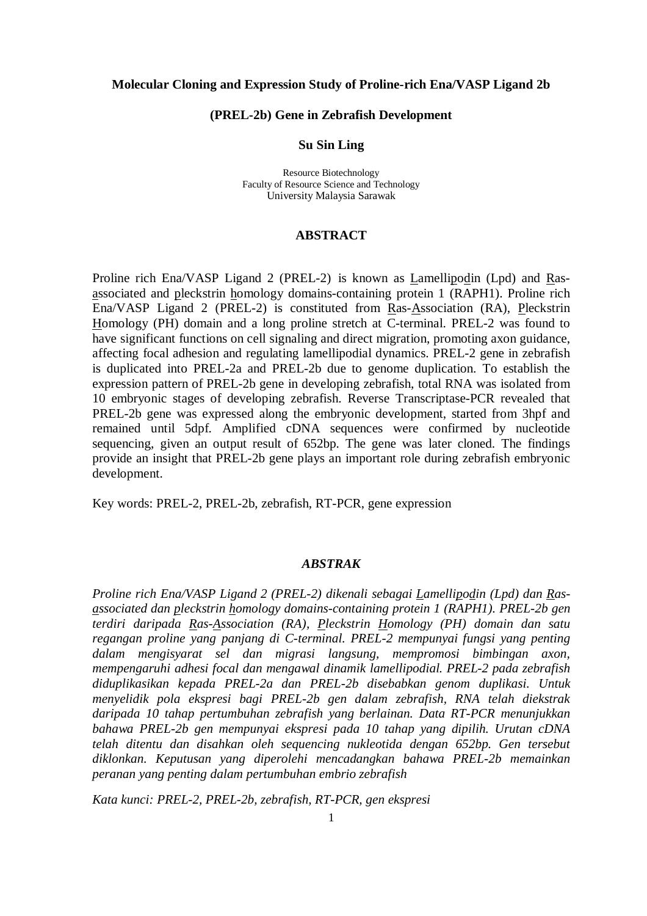**Molecular Cloning and Expression Study of Proline-rich Ena/VASP Ligand 2b**

**(PREL-2b) Gene in Zebrafish Development**

**Su Sin Ling**

Resource Biotechnology
Faculty of Resource Science and Technology
University Malaysia Sarawak

## ABSTRACT

Proline rich Ena/VASP Ligand 2 (PREL-2) is known as Lamellipodin (Lpd) and Ras-associated and pleckstrin homology domains-containing protein 1 (RAPH1). Proline rich Ena/VASP Ligand 2 (PREL-2) is constituted from Ras-Association (RA), Pleckstrin Homology (PH) domain and a long proline stretch at C-terminal. PREL-2 was found to have significant functions on cell signaling and direct migration, promoting axon guidance, affecting focal adhesion and regulating lamellipodial dynamics. PREL-2 gene in zebrafish is duplicated into PREL-2a and PREL-2b due to genome duplication. To establish the expression pattern of PREL-2b gene in developing zebrafish, total RNA was isolated from 10 embryonic stages of developing zebrafish. Reverse Transcriptase-PCR revealed that PREL-2b gene was expressed along the embryonic development, started from 3hpf and remained until 5dpf. Amplified cDNA sequences were confirmed by nucleotide sequencing, given an output result of 652bp. The gene was later cloned. The findings provide an insight that PREL-2b gene plays an important role during zebrafish embryonic development.

Key words: PREL-2, PREL-2b, zebrafish, RT-PCR, gene expression

## *ABSTRAK*

*Proline rich Ena/VASP Ligand 2 (PREL-2) dikenali sebagai Lamellipodin (Lpd) dan Ras-associated dan pleckstrin homology domains-containing protein 1 (RAPH1). PREL-2b gen terdiri daripada Ras-Association (RA), Pleckstrin Homology (PH) domain dan satu regangan proline yang panjang di C-terminal. PREL-2 mempunyai fungsi yang penting dalam mengisyarat sel dan migrasi langsung, mempromosi bimbingan axon, mempengaruhi adhesi focal dan mengawal dinamik lamellipodial. PREL-2 pada zebrafish diduplikasikan kepada PREL-2a dan PREL-2b disebabkan genom duplikasi. Untuk menyelidik pola ekspresi bagi PREL-2b gen dalam zebrafish, RNA telah diekstrak daripada 10 tahap pertumbuhan zebrafish yang berlainan. Data RT-PCR menunjukkan bahawa PREL-2b gen mempunyai ekspresi pada 10 tahap yang dipilih. Urutan cDNA telah ditentu dan disahkan oleh sequencing nukleotida dengan 652bp. Gen tersebut diklonkan. Keputusan yang diperolehi mencadangkan bahawa PREL-2b memainkan peranan yang penting dalam pertumbuhan embrio zebrafish*

*Kata kunci: PREL-2, PREL-2b, zebrafish, RT-PCR, gen ekspresi*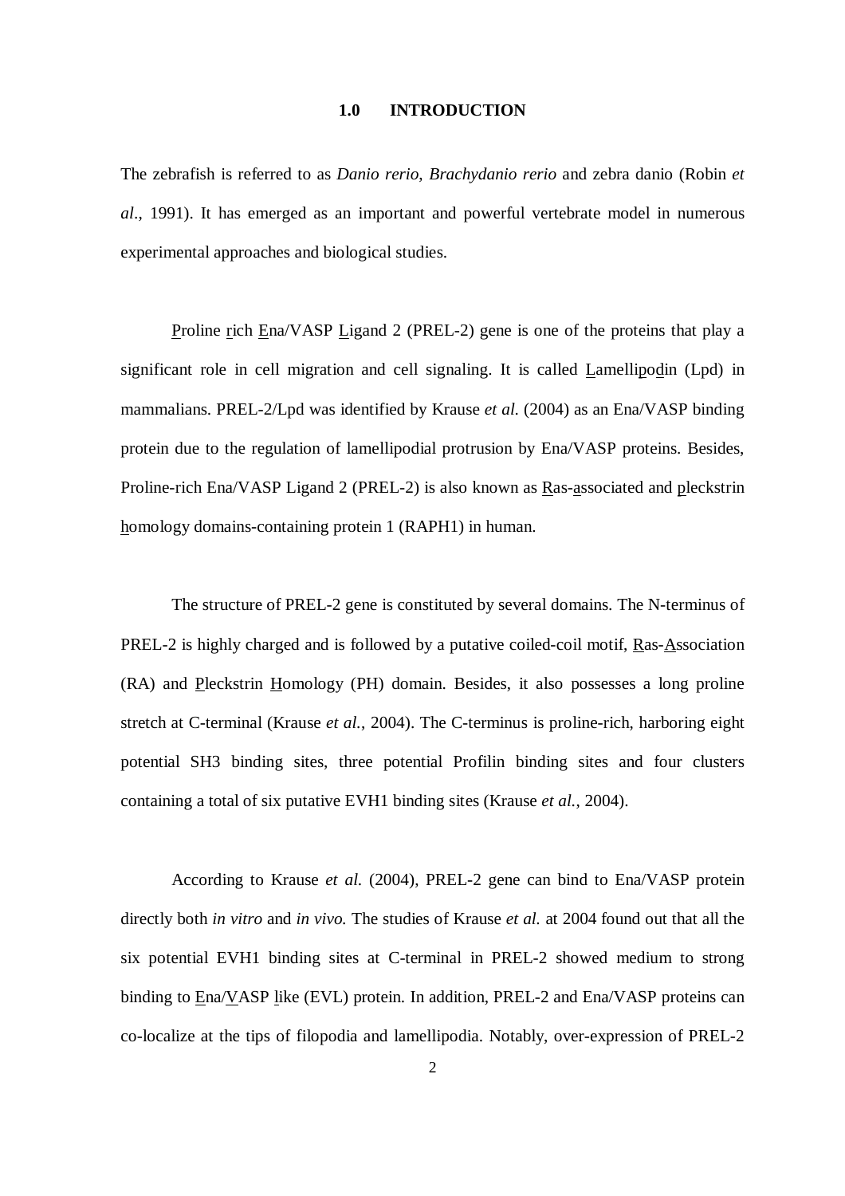# 1.0 INTRODUCTION

The zebrafish is referred to as *Danio rerio*, *Brachydanio rerio* and zebra danio (Robin *et al*., 1991). It has emerged as an important and powerful vertebrate model in numerous experimental approaches and biological studies.

Proline rich Ena/VASP Ligand 2 (PREL-2) gene is one of the proteins that play a significant role in cell migration and cell signaling. It is called Lamellipodin (Lpd) in mammalians. PREL-2/Lpd was identified by Krause *et al.* (2004) as an Ena/VASP binding protein due to the regulation of lamellipodial protrusion by Ena/VASP proteins. Besides, Proline-rich Ena/VASP Ligand 2 (PREL-2) is also known as Ras-associated and pleckstrin homology domains-containing protein 1 (RAPH1) in human.

The structure of PREL-2 gene is constituted by several domains. The N-terminus of PREL-2 is highly charged and is followed by a putative coiled-coil motif, Ras-Association (RA) and Pleckstrin Homology (PH) domain. Besides, it also possesses a long proline stretch at C-terminal (Krause *et al.*, 2004). The C-terminus is proline-rich, harboring eight potential SH3 binding sites, three potential Profilin binding sites and four clusters containing a total of six putative EVH1 binding sites (Krause *et al.*, 2004).

According to Krause *et al.* (2004), PREL-2 gene can bind to Ena/VASP protein directly both *in vitro* and *in vivo.* The studies of Krause *et al.* at 2004 found out that all the six potential EVH1 binding sites at C-terminal in PREL-2 showed medium to strong binding to Ena/VASP like (EVL) protein. In addition, PREL-2 and Ena/VASP proteins can co-localize at the tips of filopodia and lamellipodia. Notably, over-expression of PREL-2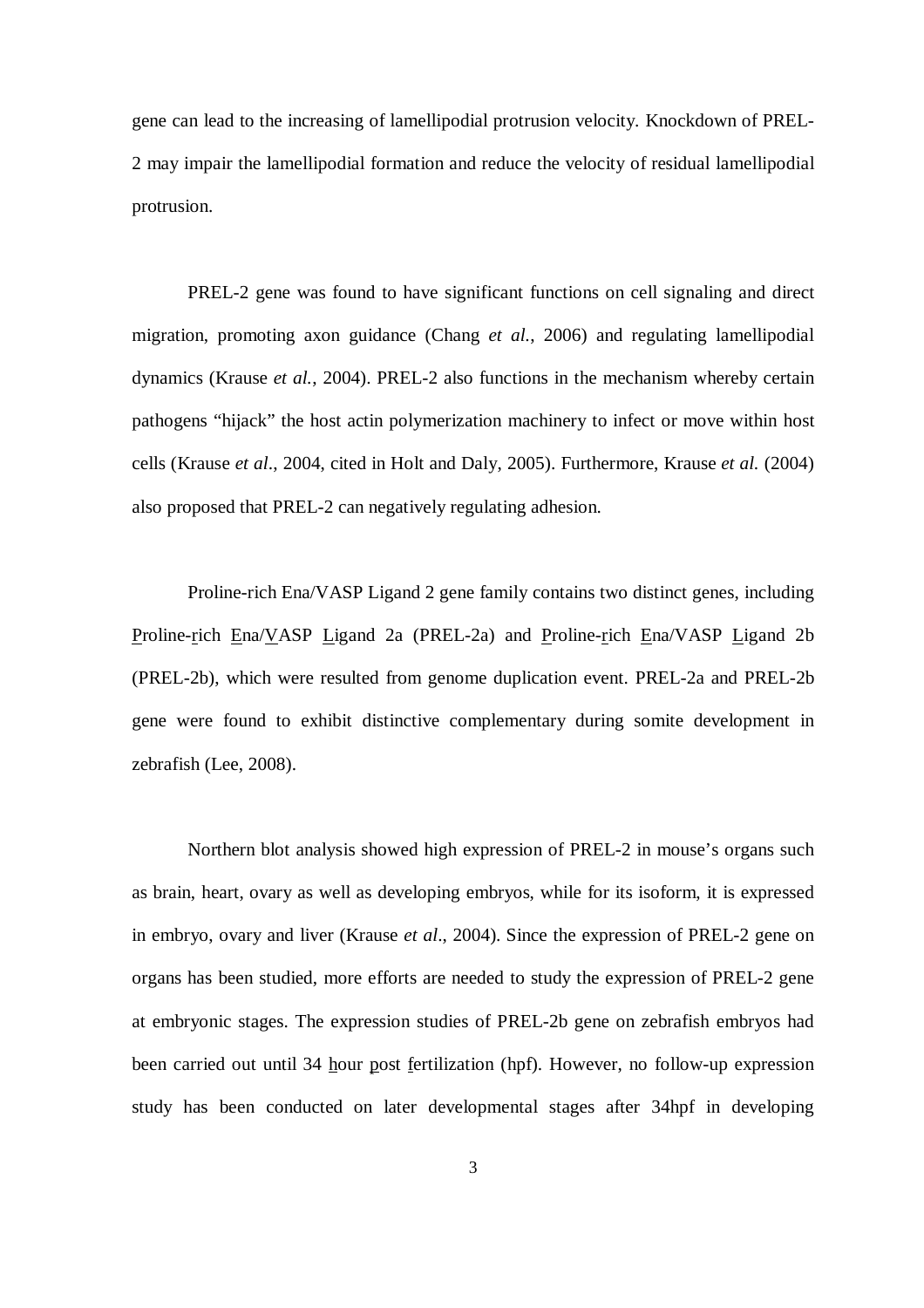gene can lead to the increasing of lamellipodial protrusion velocity. Knockdown of PREL-2 may impair the lamellipodial formation and reduce the velocity of residual lamellipodial protrusion.

PREL-2 gene was found to have significant functions on cell signaling and direct migration, promoting axon guidance (Chang *et al.*, 2006) and regulating lamellipodial dynamics (Krause *et al.*, 2004). PREL-2 also functions in the mechanism whereby certain pathogens "hijack" the host actin polymerization machinery to infect or move within host cells (Krause *et al*., 2004, cited in Holt and Daly, 2005). Furthermore, Krause *et al.* (2004) also proposed that PREL-2 can negatively regulating adhesion.

Proline-rich Ena/VASP Ligand 2 gene family contains two distinct genes, including Proline-rich Ena/VASP Ligand 2a (PREL-2a) and Proline-rich Ena/VASP Ligand 2b (PREL-2b), which were resulted from genome duplication event. PREL-2a and PREL-2b gene were found to exhibit distinctive complementary during somite development in zebrafish (Lee, 2008).

Northern blot analysis showed high expression of PREL-2 in mouse's organs such as brain, heart, ovary as well as developing embryos, while for its isoform, it is expressed in embryo, ovary and liver (Krause *et al*., 2004). Since the expression of PREL-2 gene on organs has been studied, more efforts are needed to study the expression of PREL-2 gene at embryonic stages. The expression studies of PREL-2b gene on zebrafish embryos had been carried out until 34 hour post fertilization (hpf). However, no follow-up expression study has been conducted on later developmental stages after 34hpf in developing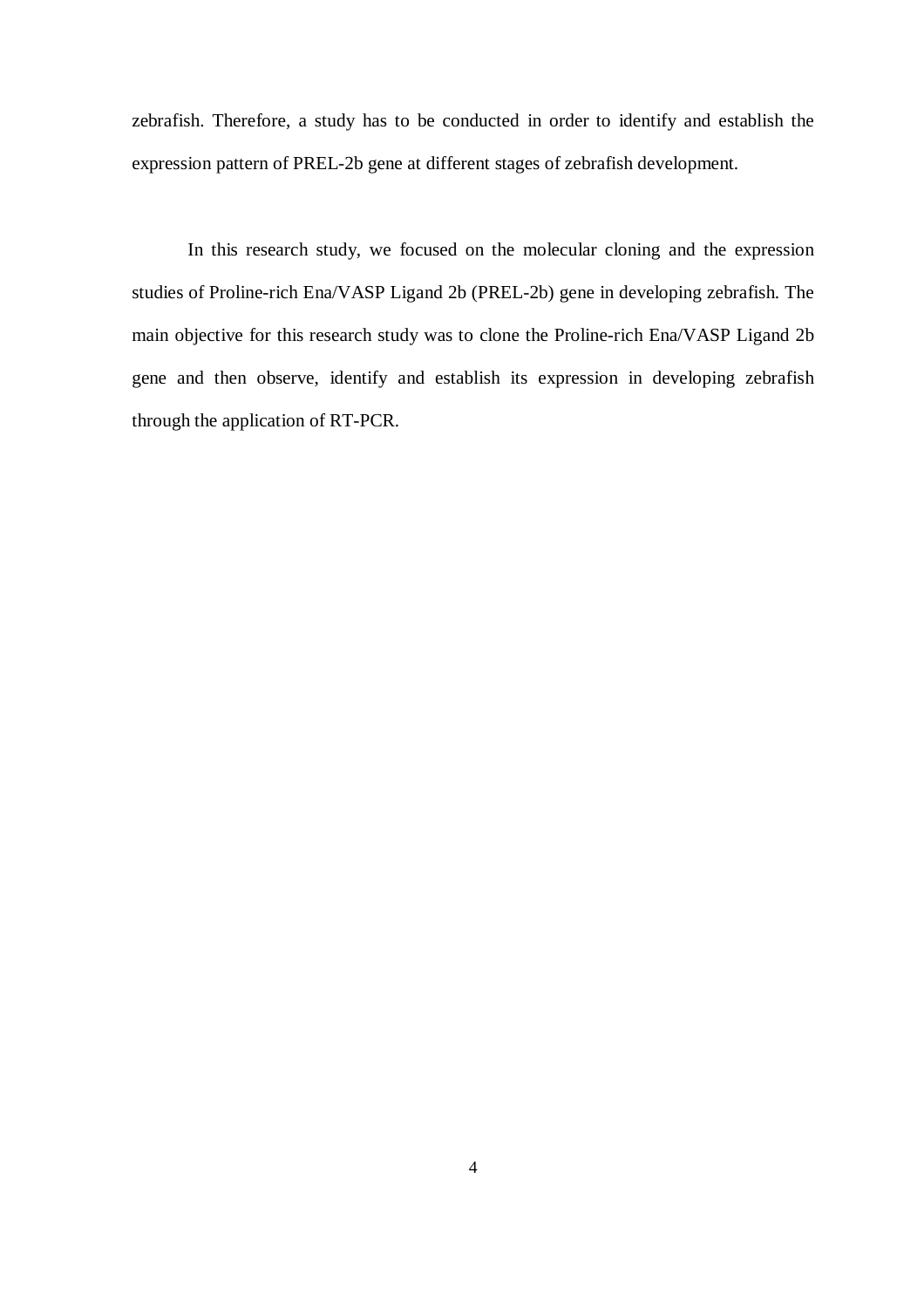zebrafish. Therefore, a study has to be conducted in order to identify and establish the expression pattern of PREL-2b gene at different stages of zebrafish development.

In this research study, we focused on the molecular cloning and the expression studies of Proline-rich Ena/VASP Ligand 2b (PREL-2b) gene in developing zebrafish. The main objective for this research study was to clone the Proline-rich Ena/VASP Ligand 2b gene and then observe, identify and establish its expression in developing zebrafish through the application of RT-PCR.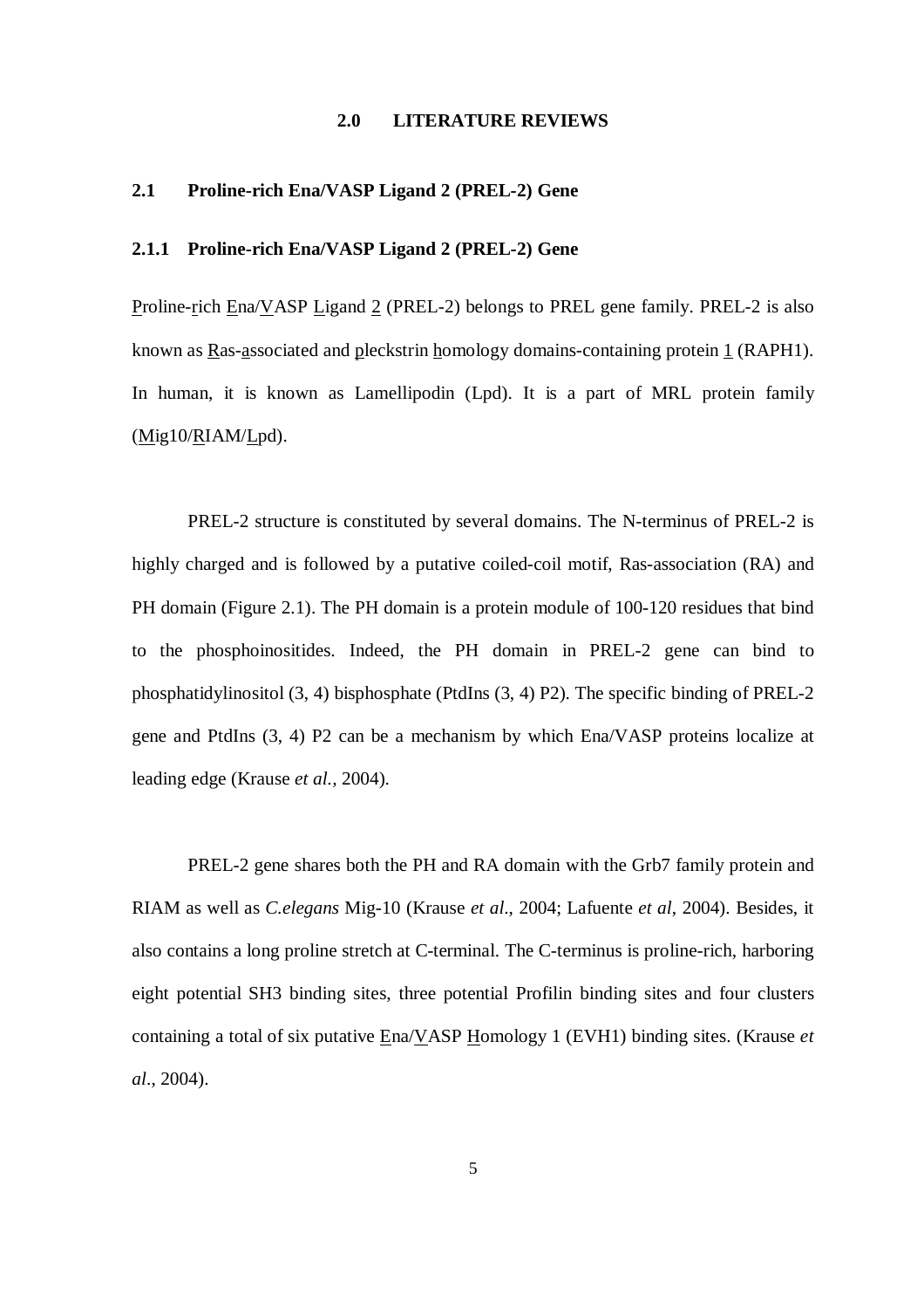# 2.0 LITERATURE REVIEWS

## 2.1 Proline-rich Ena/VASP Ligand 2 (PREL-2) Gene

### 2.1.1 Proline-rich Ena/VASP Ligand 2 (PREL-2) Gene

Proline-rich Ena/VASP Ligand 2 (PREL-2) belongs to PREL gene family. PREL-2 is also known as Ras-associated and pleckstrin homology domains-containing protein 1 (RAPH1). In human, it is known as Lamellipodin (Lpd). It is a part of MRL protein family (Mig10/RIAM/Lpd).

PREL-2 structure is constituted by several domains. The N-terminus of PREL-2 is highly charged and is followed by a putative coiled-coil motif, Ras-association (RA) and PH domain (Figure 2.1). The PH domain is a protein module of 100-120 residues that bind to the phosphoinositides. Indeed, the PH domain in PREL-2 gene can bind to phosphatidylinositol (3, 4) bisphosphate (PtdIns (3, 4) P2). The specific binding of PREL-2 gene and PtdIns (3, 4) P2 can be a mechanism by which Ena/VASP proteins localize at leading edge (Krause *et al.*, 2004).

PREL-2 gene shares both the PH and RA domain with the Grb7 family protein and RIAM as well as *C.elegans* Mig-10 (Krause *et al*., 2004; Lafuente *et al*, 2004). Besides, it also contains a long proline stretch at C-terminal. The C-terminus is proline-rich, harboring eight potential SH3 binding sites, three potential Profilin binding sites and four clusters containing a total of six putative Ena/VASP Homology 1 (EVH1) binding sites. (Krause *et al*., 2004).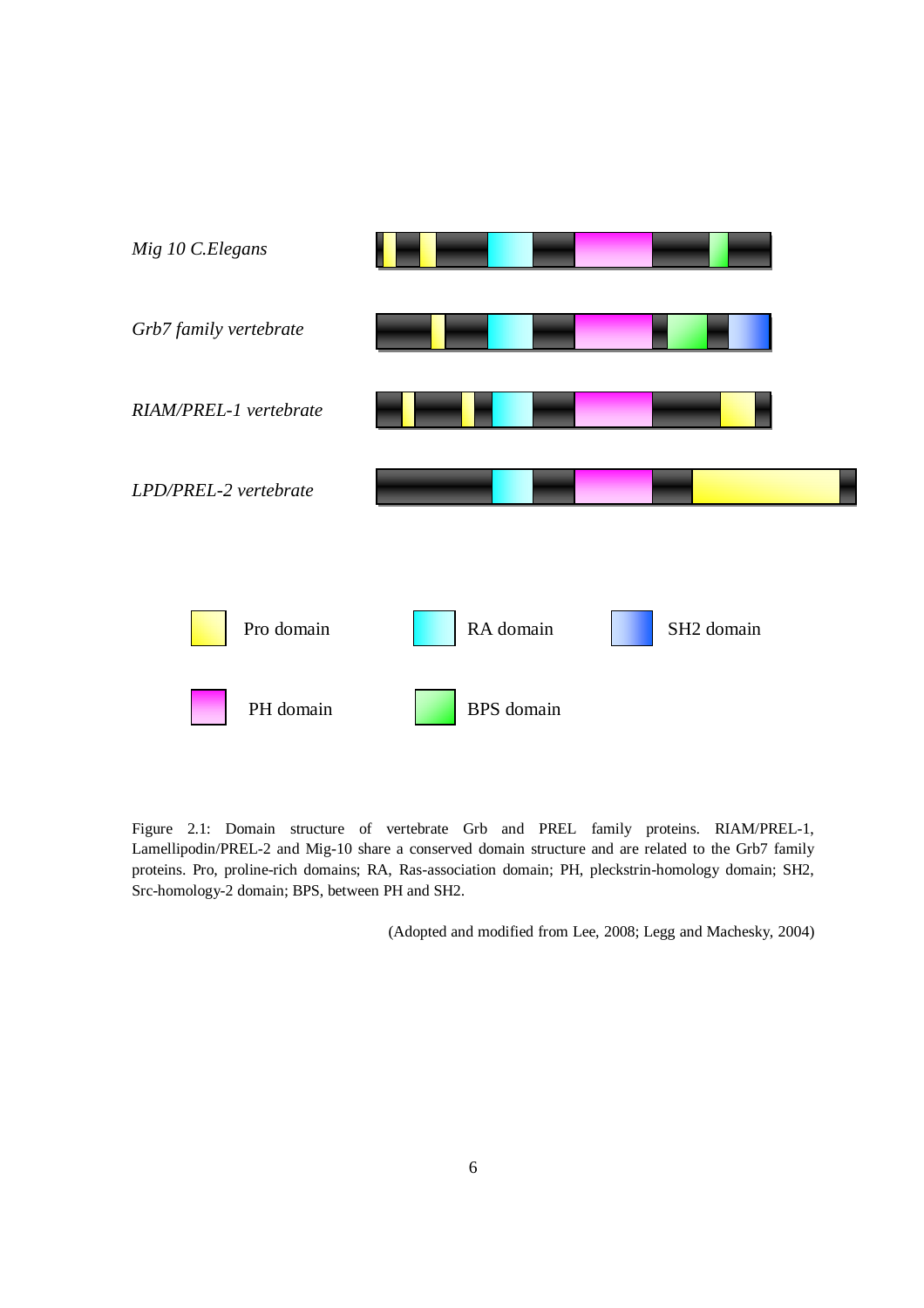*Mig 10 C.Elegans*

*Grb7 family vertebrate*

*RIAM/PREL-1 vertebrate*

*LPD/PREL-2 vertebrate*

Pro domain

RA domain

SH2 domain

PH domain

BPS domain

Figure 2.1: Domain structure of vertebrate Grb and PREL family proteins. RIAM/PREL-1, Lamellipodin/PREL-2 and Mig-10 share a conserved domain structure and are related to the Grb7 family proteins. Pro, proline-rich domains; RA, Ras-association domain; PH, pleckstrin-homology domain; SH2, Src-homology-2 domain; BPS, between PH and SH2.

(Adopted and modified from Lee, 2008; Legg and Machesky, 2004)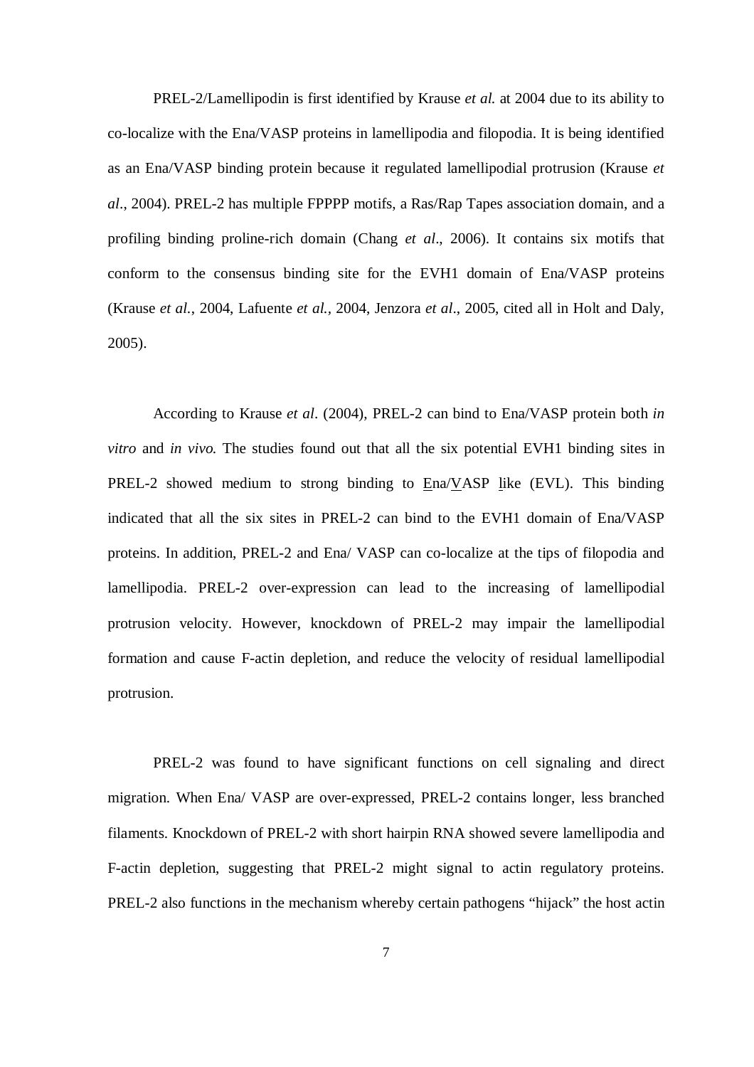PREL-2/Lamellipodin is first identified by Krause *et al.* at 2004 due to its ability to co-localize with the Ena/VASP proteins in lamellipodia and filopodia. It is being identified as an Ena/VASP binding protein because it regulated lamellipodial protrusion (Krause *et al*., 2004). PREL-2 has multiple FPPPP motifs, a Ras/Rap Tapes association domain, and a profiling binding proline-rich domain (Chang *et al*., 2006). It contains six motifs that conform to the consensus binding site for the EVH1 domain of Ena/VASP proteins (Krause *et al.*, 2004, Lafuente *et al.*, 2004, Jenzora *et al*., 2005, cited all in Holt and Daly, 2005).

According to Krause *et al*. (2004), PREL-2 can bind to Ena/VASP protein both *in vitro* and *in vivo.* The studies found out that all the six potential EVH1 binding sites in PREL-2 showed medium to strong binding to Ena/VASP like (EVL). This binding indicated that all the six sites in PREL-2 can bind to the EVH1 domain of Ena/VASP proteins. In addition, PREL-2 and Ena/ VASP can co-localize at the tips of filopodia and lamellipodia. PREL-2 over-expression can lead to the increasing of lamellipodial protrusion velocity. However, knockdown of PREL-2 may impair the lamellipodial formation and cause F-actin depletion, and reduce the velocity of residual lamellipodial protrusion.

PREL-2 was found to have significant functions on cell signaling and direct migration. When Ena/ VASP are over-expressed, PREL-2 contains longer, less branched filaments. Knockdown of PREL-2 with short hairpin RNA showed severe lamellipodia and F-actin depletion, suggesting that PREL-2 might signal to actin regulatory proteins. PREL-2 also functions in the mechanism whereby certain pathogens "hijack" the host actin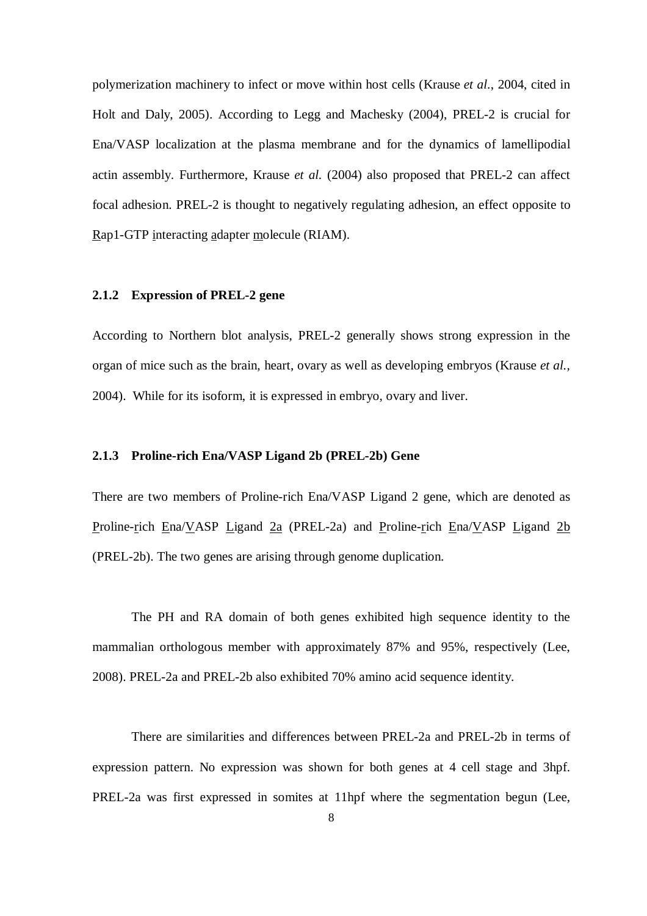polymerization machinery to infect or move within host cells (Krause *et al.*, 2004, cited in Holt and Daly, 2005). According to Legg and Machesky (2004), PREL-2 is crucial for Ena/VASP localization at the plasma membrane and for the dynamics of lamellipodial actin assembly. Furthermore, Krause *et al.* (2004) also proposed that PREL-2 can affect focal adhesion. PREL-2 is thought to negatively regulating adhesion, an effect opposite to Rap1-GTP interacting adapter molecule (RIAM).

### 2.1.2 Expression of PREL-2 gene

According to Northern blot analysis, PREL-2 generally shows strong expression in the organ of mice such as the brain, heart, ovary as well as developing embryos (Krause *et al.*, 2004). While for its isoform, it is expressed in embryo, ovary and liver.

### 2.1.3 Proline-rich Ena/VASP Ligand 2b (PREL-2b) Gene

There are two members of Proline-rich Ena/VASP Ligand 2 gene, which are denoted as Proline-rich Ena/VASP Ligand 2a (PREL-2a) and Proline-rich Ena/VASP Ligand 2b (PREL-2b). The two genes are arising through genome duplication.

The PH and RA domain of both genes exhibited high sequence identity to the mammalian orthologous member with approximately 87% and 95%, respectively (Lee, 2008). PREL-2a and PREL-2b also exhibited 70% amino acid sequence identity.

There are similarities and differences between PREL-2a and PREL-2b in terms of expression pattern. No expression was shown for both genes at 4 cell stage and 3hpf. PREL-2a was first expressed in somites at 11hpf where the segmentation begun (Lee,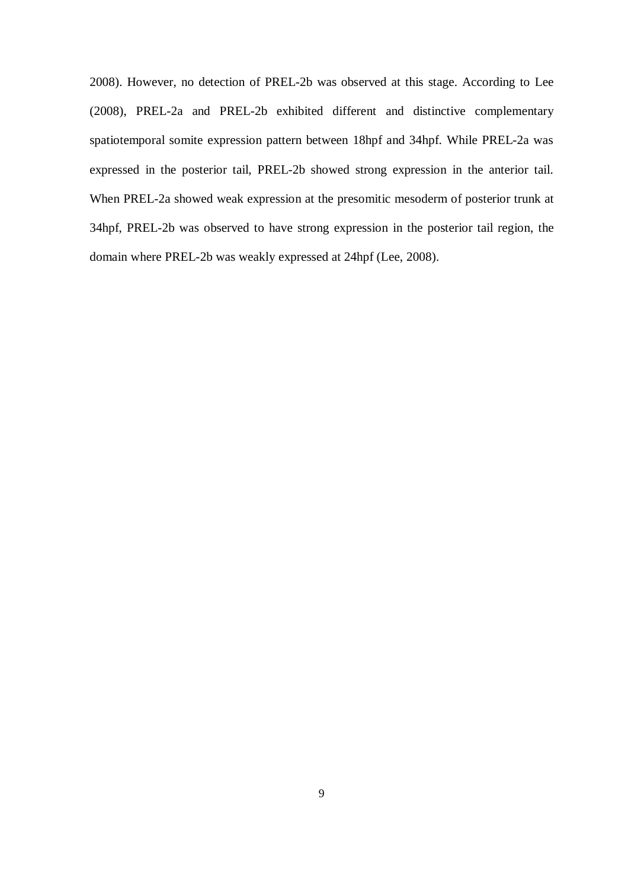2008). However, no detection of PREL-2b was observed at this stage. According to Lee (2008), PREL-2a and PREL-2b exhibited different and distinctive complementary spatiotemporal somite expression pattern between 18hpf and 34hpf. While PREL-2a was expressed in the posterior tail, PREL-2b showed strong expression in the anterior tail. When PREL-2a showed weak expression at the presomitic mesoderm of posterior trunk at 34hpf, PREL-2b was observed to have strong expression in the posterior tail region, the domain where PREL-2b was weakly expressed at 24hpf (Lee, 2008).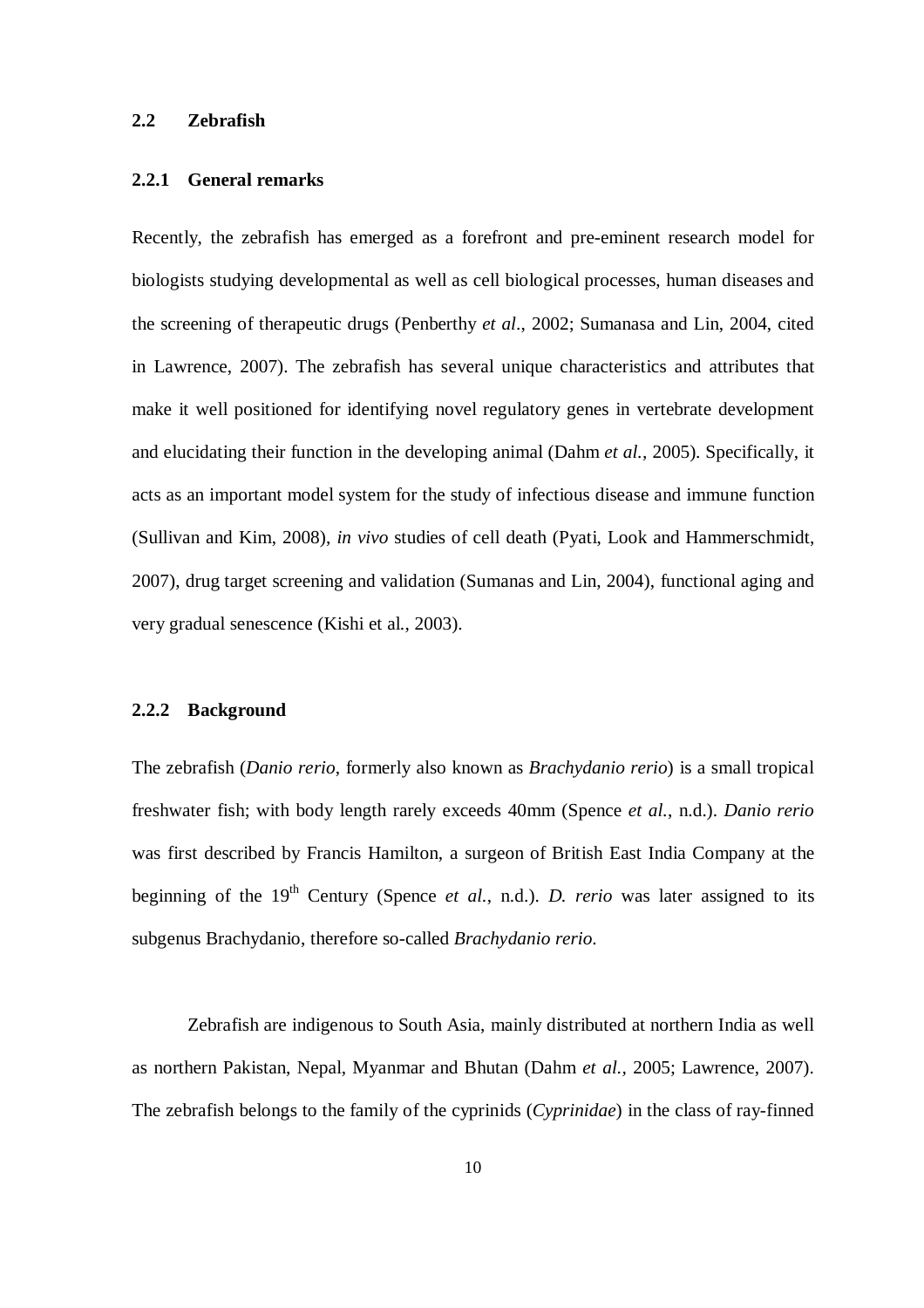## 2.2 Zebrafish

### 2.2.1 General remarks

Recently, the zebrafish has emerged as a forefront and pre-eminent research model for biologists studying developmental as well as cell biological processes, human diseases and the screening of therapeutic drugs (Penberthy *et al*., 2002; Sumanasa and Lin, 2004, cited in Lawrence, 2007). The zebrafish has several unique characteristics and attributes that make it well positioned for identifying novel regulatory genes in vertebrate development and elucidating their function in the developing animal (Dahm *et al.*, 2005). Specifically, it acts as an important model system for the study of infectious disease and immune function (Sullivan and Kim, 2008), *in vivo* studies of cell death (Pyati, Look and Hammerschmidt, 2007), drug target screening and validation (Sumanas and Lin, 2004), functional aging and very gradual senescence (Kishi et al., 2003).

### 2.2.2 Background

The zebrafish (*Danio rerio*, formerly also known as *Brachydanio rerio*) is a small tropical freshwater fish; with body length rarely exceeds 40mm (Spence *et al.*, n.d.). *Danio rerio* was first described by Francis Hamilton, a surgeon of British East India Company at the beginning of the 19th Century (Spence *et al.*, n.d.). *D. rerio* was later assigned to its subgenus Brachydanio, therefore so-called *Brachydanio rerio*.

Zebrafish are indigenous to South Asia, mainly distributed at northern India as well as northern Pakistan, Nepal, Myanmar and Bhutan (Dahm *et al.*, 2005; Lawrence, 2007). The zebrafish belongs to the family of the cyprinids (*Cyprinidae*) in the class of ray-finned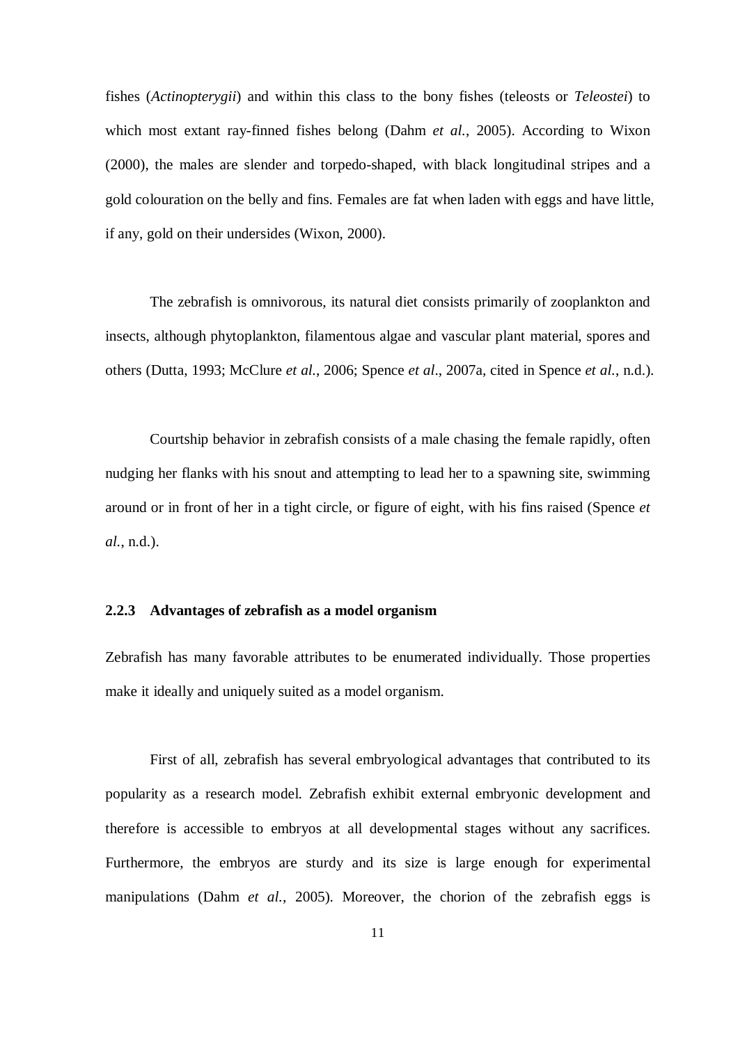fishes (*Actinopterygii*) and within this class to the bony fishes (teleosts or *Teleostei*) to which most extant ray-finned fishes belong (Dahm *et al.*, 2005). According to Wixon (2000), the males are slender and torpedo-shaped, with black longitudinal stripes and a gold colouration on the belly and fins. Females are fat when laden with eggs and have little, if any, gold on their undersides (Wixon, 2000).

The zebrafish is omnivorous, its natural diet consists primarily of zooplankton and insects, although phytoplankton, filamentous algae and vascular plant material, spores and others (Dutta, 1993; McClure *et al.*, 2006; Spence *et al*., 2007a, cited in Spence *et al.*, n.d.).

Courtship behavior in zebrafish consists of a male chasing the female rapidly, often nudging her flanks with his snout and attempting to lead her to a spawning site, swimming around or in front of her in a tight circle, or figure of eight, with his fins raised (Spence *et al.*, n.d.).

### 2.2.3 Advantages of zebrafish as a model organism

Zebrafish has many favorable attributes to be enumerated individually. Those properties make it ideally and uniquely suited as a model organism.

First of all, zebrafish has several embryological advantages that contributed to its popularity as a research model. Zebrafish exhibit external embryonic development and therefore is accessible to embryos at all developmental stages without any sacrifices. Furthermore, the embryos are sturdy and its size is large enough for experimental manipulations (Dahm *et al.*, 2005). Moreover, the chorion of the zebrafish eggs is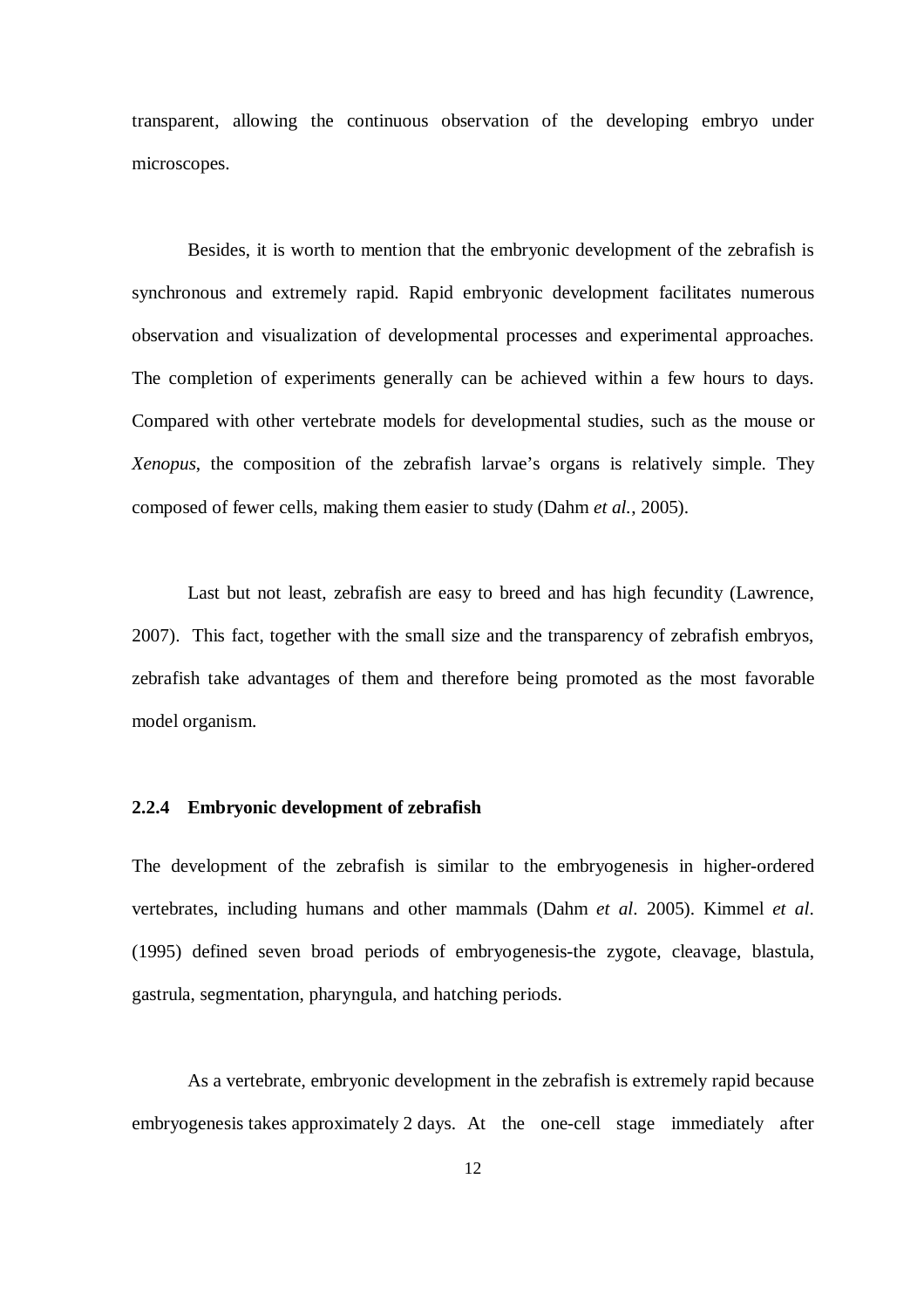transparent, allowing the continuous observation of the developing embryo under microscopes.

Besides, it is worth to mention that the embryonic development of the zebrafish is synchronous and extremely rapid. Rapid embryonic development facilitates numerous observation and visualization of developmental processes and experimental approaches. The completion of experiments generally can be achieved within a few hours to days. Compared with other vertebrate models for developmental studies, such as the mouse or *Xenopus*, the composition of the zebrafish larvae's organs is relatively simple. They composed of fewer cells, making them easier to study (Dahm *et al.*, 2005).

Last but not least, zebrafish are easy to breed and has high fecundity (Lawrence, 2007). This fact, together with the small size and the transparency of zebrafish embryos, zebrafish take advantages of them and therefore being promoted as the most favorable model organism.

### 2.2.4 Embryonic development of zebrafish

The development of the zebrafish is similar to the embryogenesis in higher-ordered vertebrates, including humans and other mammals (Dahm *et al*. 2005). Kimmel *et al*. (1995) defined seven broad periods of embryogenesis-the zygote, cleavage, blastula, gastrula, segmentation, pharyngula, and hatching periods.

As a vertebrate, embryonic development in the zebrafish is extremely rapid because embryogenesis takes approximately 2 days. At the one-cell stage immediately after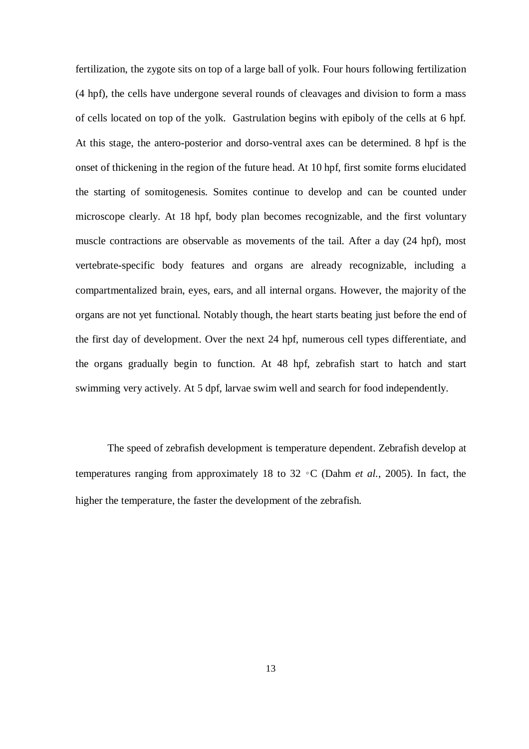fertilization, the zygote sits on top of a large ball of yolk. Four hours following fertilization (4 hpf), the cells have undergone several rounds of cleavages and division to form a mass of cells located on top of the yolk. Gastrulation begins with epiboly of the cells at 6 hpf. At this stage, the antero-posterior and dorso-ventral axes can be determined. 8 hpf is the onset of thickening in the region of the future head. At 10 hpf, first somite forms elucidated the starting of somitogenesis. Somites continue to develop and can be counted under microscope clearly. At 18 hpf, body plan becomes recognizable, and the first voluntary muscle contractions are observable as movements of the tail. After a day (24 hpf), most vertebrate-specific body features and organs are already recognizable, including a compartmentalized brain, eyes, ears, and all internal organs. However, the majority of the organs are not yet functional. Notably though, the heart starts beating just before the end of the first day of development. Over the next 24 hpf, numerous cell types differentiate, and the organs gradually begin to function. At 48 hpf, zebrafish start to hatch and start swimming very actively. At 5 dpf, larvae swim well and search for food independently.

The speed of zebrafish development is temperature dependent. Zebrafish develop at temperatures ranging from approximately 18 to 32 ◦C (Dahm *et al.*, 2005). In fact, the higher the temperature, the faster the development of the zebrafish.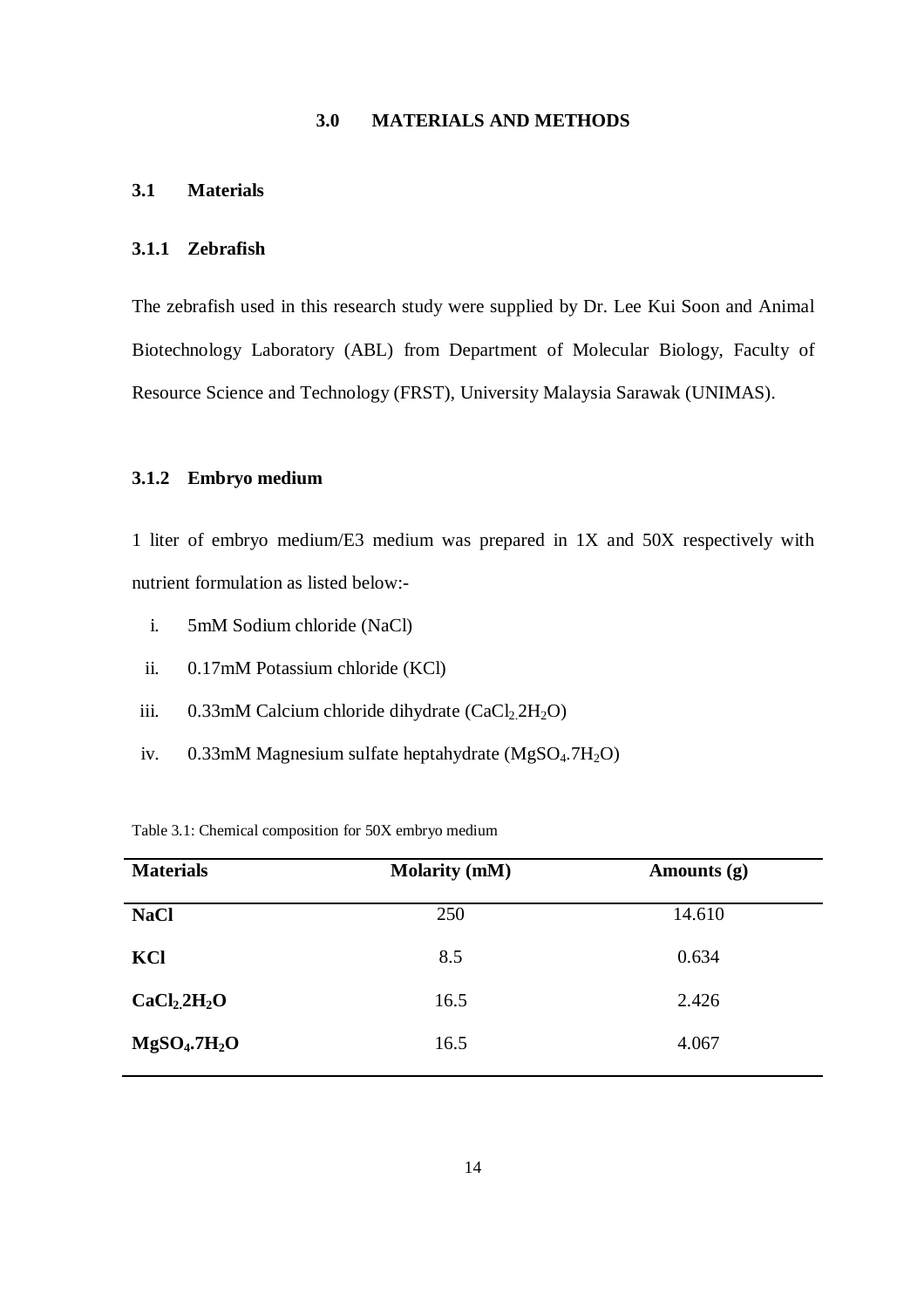# 3.0 MATERIALS AND METHODS

## 3.1 Materials

### 3.1.1 Zebrafish

The zebrafish used in this research study were supplied by Dr. Lee Kui Soon and Animal Biotechnology Laboratory (ABL) from Department of Molecular Biology, Faculty of Resource Science and Technology (FRST), University Malaysia Sarawak (UNIMAS).

### 3.1.2 Embryo medium

1 liter of embryo medium/E3 medium was prepared in 1X and 50X respectively with nutrient formulation as listed below:-

i. 5mM Sodium chloride (NaCl)

ii. 0.17mM Potassium chloride (KCl)

iii. 0.33mM Calcium chloride dihydrate ($CaCl_2.2H_2O$)

iv. 0.33mM Magnesium sulfate heptahydrate ($MgSO_4.7H_2O$)

Table 3.1: Chemical composition for 50X embryo medium

| Materials | Molarity (mM) | Amounts (g) |
|---|---|---|
| **NaCl** | 250 | 14.610 |
| **KCl** | 8.5 | 0.634 |
| **$CaCl_2.2H_2O$** | 16.5 | 2.426 |
| **$MgSO_4.7H_2O$** | 16.5 | 4.067 |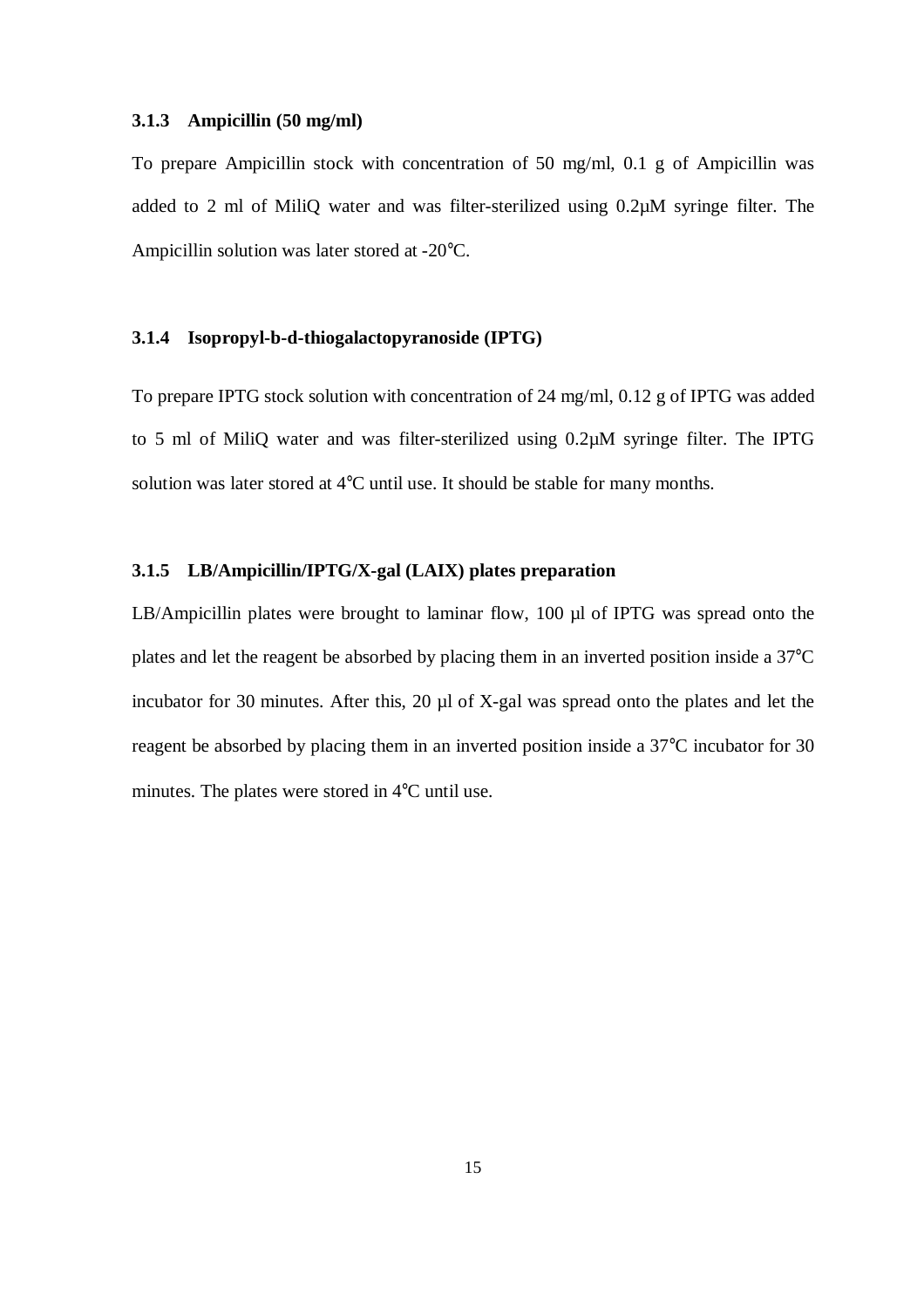### 3.1.3 Ampicillin (50 mg/ml)

To prepare Ampicillin stock with concentration of 50 mg/ml, 0.1 g of Ampicillin was added to 2 ml of MiliQ water and was filter-sterilized using 0.2µM syringe filter. The Ampicillin solution was later stored at -20°C.

### 3.1.4 Isopropyl-b-d-thiogalactopyranoside (IPTG)

To prepare IPTG stock solution with concentration of 24 mg/ml, 0.12 g of IPTG was added to 5 ml of MiliQ water and was filter-sterilized using 0.2µM syringe filter. The IPTG solution was later stored at 4°C until use. It should be stable for many months.

### 3.1.5 LB/Ampicillin/IPTG/X-gal (LAIX) plates preparation

LB/Ampicillin plates were brought to laminar flow, 100 µl of IPTG was spread onto the plates and let the reagent be absorbed by placing them in an inverted position inside a 37°C incubator for 30 minutes. After this, 20 µl of X-gal was spread onto the plates and let the reagent be absorbed by placing them in an inverted position inside a 37°C incubator for 30 minutes. The plates were stored in 4°C until use.